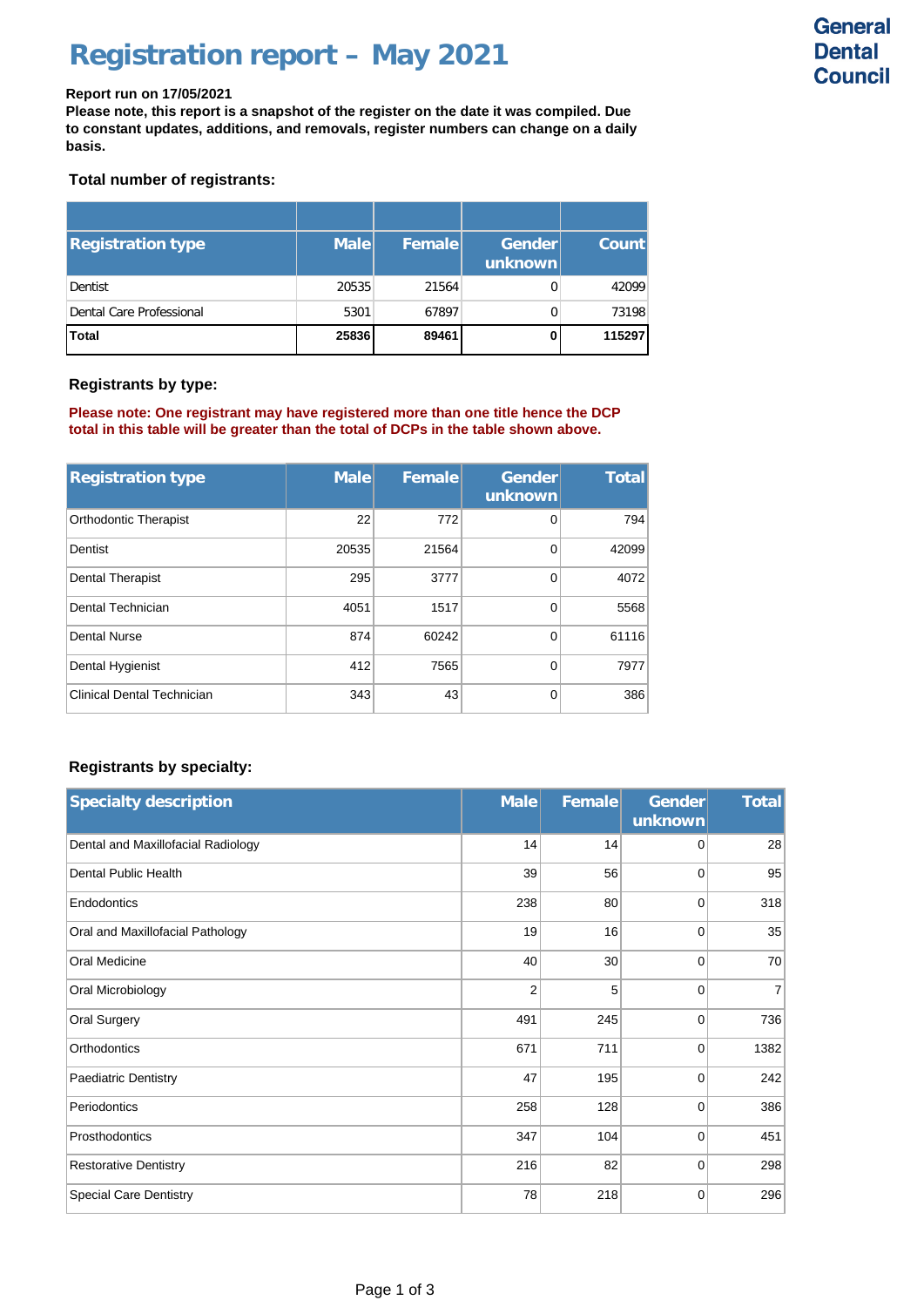# Registration report – May 2021

General Dental Council

**Report run on 17/05/2021**

**Please note, this report is a snapshot of the register on the date it was compiled. Due to constant updates, additions, and removals, register numbers can change on a daily basis.**

### Total number of registrants:

| Registration type | Male | Female | Gender unknown | Count |
|---|---|---|---|---|
| Dentist | 20535 | 21564 | 0 | 42099 |
| Dental Care Professional | 5301 | 67897 | 0 | 73198 |
| **Total** | **25836** | **89461** | **0** | **115297** |

### Registrants by type:

**Please note: One registrant may have registered more than one title hence the DCP total in this table will be greater than the total of DCPs in the table shown above.**

| Registration type | Male | Female | Gender unknown | Total |
|---|---|---|---|---|
| Orthodontic Therapist | 22 | 772 | 0 | 794 |
| Dentist | 20535 | 21564 | 0 | 42099 |
| Dental Therapist | 295 | 3777 | 0 | 4072 |
| Dental Technician | 4051 | 1517 | 0 | 5568 |
| Dental Nurse | 874 | 60242 | 0 | 61116 |
| Dental Hygienist | 412 | 7565 | 0 | 7977 |
| Clinical Dental Technician | 343 | 43 | 0 | 386 |

### Registrants by specialty:

| Specialty description | Male | Female | Gender unknown | Total |
|---|---|---|---|---|
| Dental and Maxillofacial Radiology | 14 | 14 | 0 | 28 |
| Dental Public Health | 39 | 56 | 0 | 95 |
| Endodontics | 238 | 80 | 0 | 318 |
| Oral and Maxillofacial Pathology | 19 | 16 | 0 | 35 |
| Oral Medicine | 40 | 30 | 0 | 70 |
| Oral Microbiology | 2 | 5 | 0 | 7 |
| Oral Surgery | 491 | 245 | 0 | 736 |
| Orthodontics | 671 | 711 | 0 | 1382 |
| Paediatric Dentistry | 47 | 195 | 0 | 242 |
| Periodontics | 258 | 128 | 0 | 386 |
| Prosthodontics | 347 | 104 | 0 | 451 |
| Restorative Dentistry | 216 | 82 | 0 | 298 |
| Special Care Dentistry | 78 | 218 | 0 | 296 |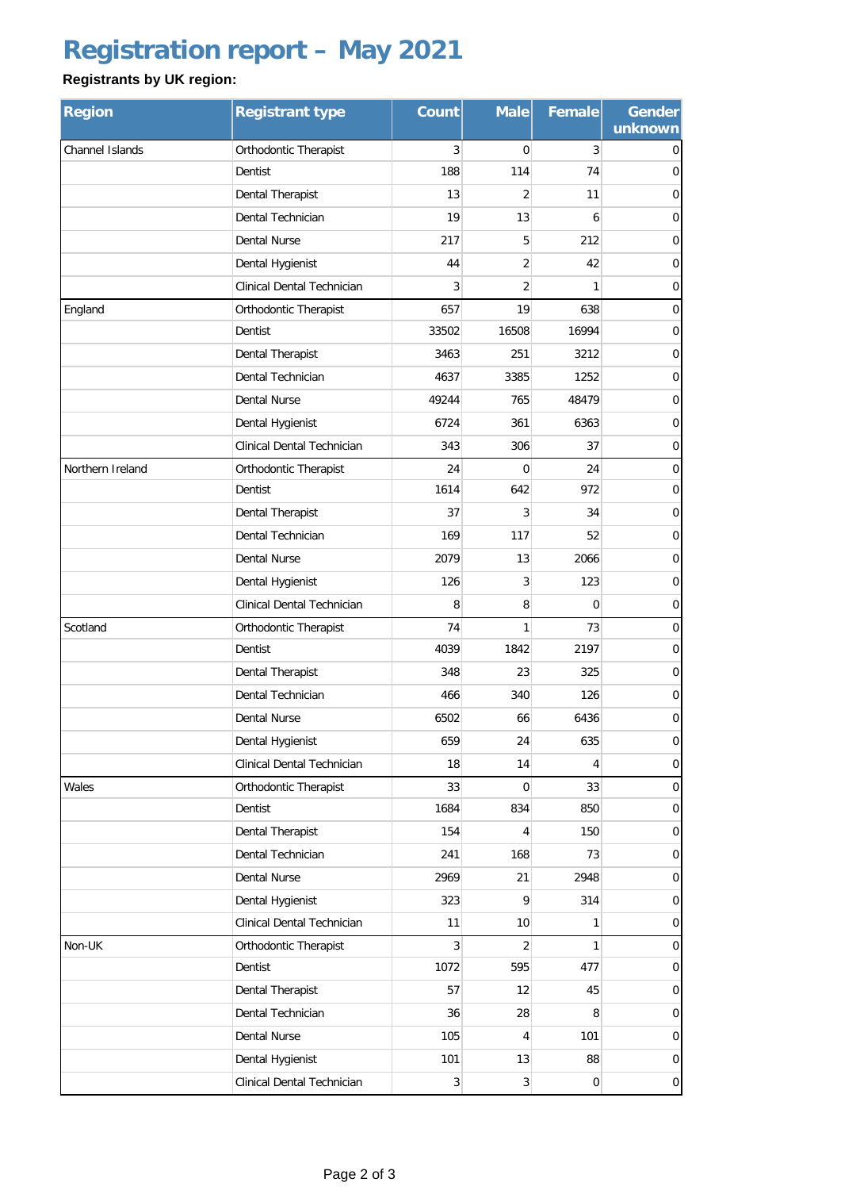# Registration report – May 2021

**Registrants by UK region:**

| Region | Registrant type | Count | Male | Female | Gender unknown |
|---|---|---|---|---|---|
| Channel Islands | Orthodontic Therapist | 3 | 0 | 3 | 0 |
| | Dentist | 188 | 114 | 74 | 0 |
| | Dental Therapist | 13 | 2 | 11 | 0 |
| | Dental Technician | 19 | 13 | 6 | 0 |
| | Dental Nurse | 217 | 5 | 212 | 0 |
| | Dental Hygienist | 44 | 2 | 42 | 0 |
| | Clinical Dental Technician | 3 | 2 | 1 | 0 |
| England | Orthodontic Therapist | 657 | 19 | 638 | 0 |
| | Dentist | 33502 | 16508 | 16994 | 0 |
| | Dental Therapist | 3463 | 251 | 3212 | 0 |
| | Dental Technician | 4637 | 3385 | 1252 | 0 |
| | Dental Nurse | 49244 | 765 | 48479 | 0 |
| | Dental Hygienist | 6724 | 361 | 6363 | 0 |
| | Clinical Dental Technician | 343 | 306 | 37 | 0 |
| Northern Ireland | Orthodontic Therapist | 24 | 0 | 24 | 0 |
| | Dentist | 1614 | 642 | 972 | 0 |
| | Dental Therapist | 37 | 3 | 34 | 0 |
| | Dental Technician | 169 | 117 | 52 | 0 |
| | Dental Nurse | 2079 | 13 | 2066 | 0 |
| | Dental Hygienist | 126 | 3 | 123 | 0 |
| | Clinical Dental Technician | 8 | 8 | 0 | 0 |
| Scotland | Orthodontic Therapist | 74 | 1 | 73 | 0 |
| | Dentist | 4039 | 1842 | 2197 | 0 |
| | Dental Therapist | 348 | 23 | 325 | 0 |
| | Dental Technician | 466 | 340 | 126 | 0 |
| | Dental Nurse | 6502 | 66 | 6436 | 0 |
| | Dental Hygienist | 659 | 24 | 635 | 0 |
| | Clinical Dental Technician | 18 | 14 | 4 | 0 |
| Wales | Orthodontic Therapist | 33 | 0 | 33 | 0 |
| | Dentist | 1684 | 834 | 850 | 0 |
| | Dental Therapist | 154 | 4 | 150 | 0 |
| | Dental Technician | 241 | 168 | 73 | 0 |
| | Dental Nurse | 2969 | 21 | 2948 | 0 |
| | Dental Hygienist | 323 | 9 | 314 | 0 |
| | Clinical Dental Technician | 11 | 10 | 1 | 0 |
| Non-UK | Orthodontic Therapist | 3 | 2 | 1 | 0 |
| | Dentist | 1072 | 595 | 477 | 0 |
| | Dental Therapist | 57 | 12 | 45 | 0 |
| | Dental Technician | 36 | 28 | 8 | 0 |
| | Dental Nurse | 105 | 4 | 101 | 0 |
| | Dental Hygienist | 101 | 13 | 88 | 0 |
| | Clinical Dental Technician | 3 | 3 | 0 | 0 |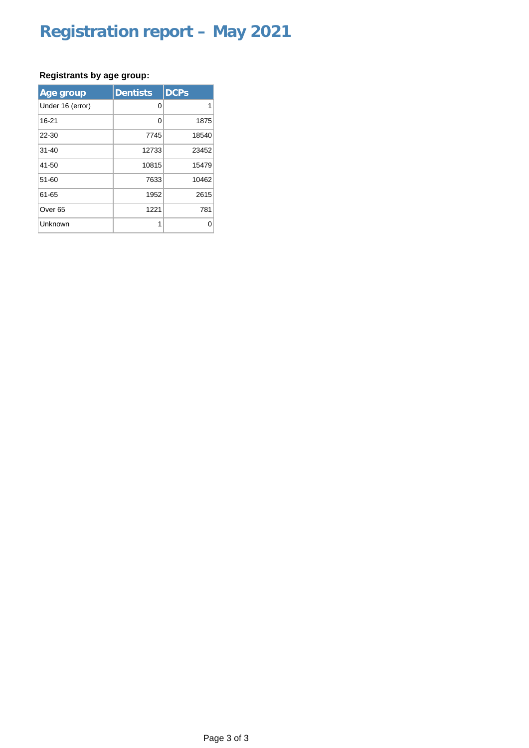# Registration report – May 2021

**Registrants by age group:**

| Age group | Dentists | DCPs |
| --- | --- | --- |
| Under 16 (error) | 0 | 1 |
| 16-21 | 0 | 1875 |
| 22-30 | 7745 | 18540 |
| 31-40 | 12733 | 23452 |
| 41-50 | 10815 | 15479 |
| 51-60 | 7633 | 10462 |
| 61-65 | 1952 | 2615 |
| Over 65 | 1221 | 781 |
| Unknown | 1 | 0 |